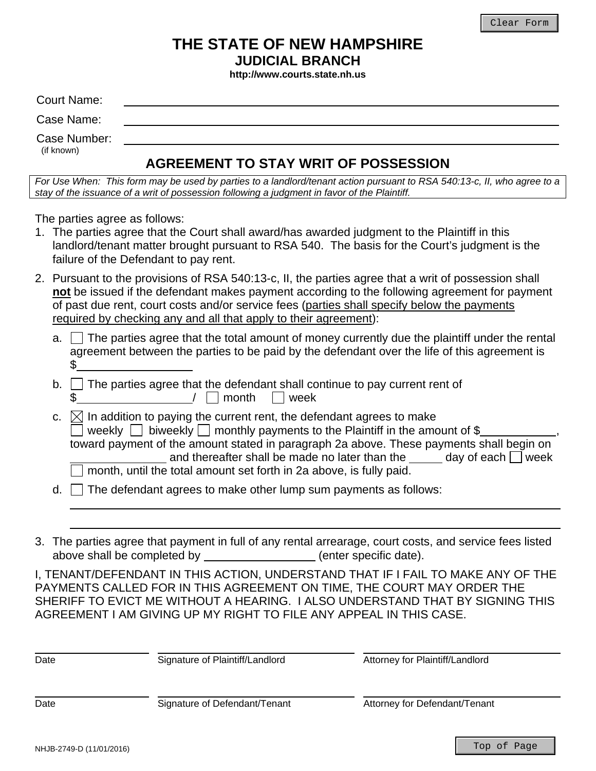# THE STATE OF NEW HAMPSHIRE
## JUDICIAL BRANCH
**http://www.courts.state.nh.us**

Court Name: ______________________________

Case Name: ______________________________

Case Number: ______________________________
(if known)

## AGREEMENT TO STAY WRIT OF POSSESSION

*For Use When: This form may be used by parties to a landlord/tenant action pursuant to RSA 540:13-c, II, who agree to a stay of the issuance of a writ of possession following a judgment in favor of the Plaintiff.*

The parties agree as follows:

1. The parties agree that the Court shall award/has awarded judgment to the Plaintiff in this landlord/tenant matter brought pursuant to RSA 540. The basis for the Court's judgment is the failure of the Defendant to pay rent.

2. Pursuant to the provisions of RSA 540:13-c, II, the parties agree that a writ of possession shall **not** be issued if the defendant makes payment according to the following agreement for payment of past due rent, court costs and/or service fees (parties shall specify below the payments required by checking any and all that apply to their agreement):

   a. ☐ The parties agree that the total amount of money currently due the plaintiff under the rental agreement between the parties to be paid by the defendant over the life of this agreement is $__________

   b. ☐ The parties agree that the defendant shall continue to pay current rent of $__________ / ☐ month ☐ week

   c. ☒ In addition to paying the current rent, the defendant agrees to make ☐ weekly ☐ biweekly ☐ monthly payments to the Plaintiff in the amount of $__________, toward payment of the amount stated in paragraph 2a above. These payments shall begin on __________ and thereafter shall be made no later than the _____ day of each ☐ week ☐ month, until the total amount set forth in 2a above, is fully paid.

   d. ☐ The defendant agrees to make other lump sum payments as follows:

   ______________________________

   ______________________________

3. The parties agree that payment in full of any rental arrearage, court costs, and service fees listed above shall be completed by __________ (enter specific date).

I, TENANT/DEFENDANT IN THIS ACTION, UNDERSTAND THAT IF I FAIL TO MAKE ANY OF THE PAYMENTS CALLED FOR IN THIS AGREEMENT ON TIME, THE COURT MAY ORDER THE SHERIFF TO EVICT ME WITHOUT A HEARING. I ALSO UNDERSTAND THAT BY SIGNING THIS AGREEMENT I AM GIVING UP MY RIGHT TO FILE ANY APPEAL IN THIS CASE.

| Date | Signature of Plaintiff/Landlord | Attorney for Plaintiff/Landlord |
|---|---|---|
| | | |

| Date | Signature of Defendant/Tenant | Attorney for Defendant/Tenant |
|---|---|---|
| | | |

NHJB-2749-D (11/01/2016)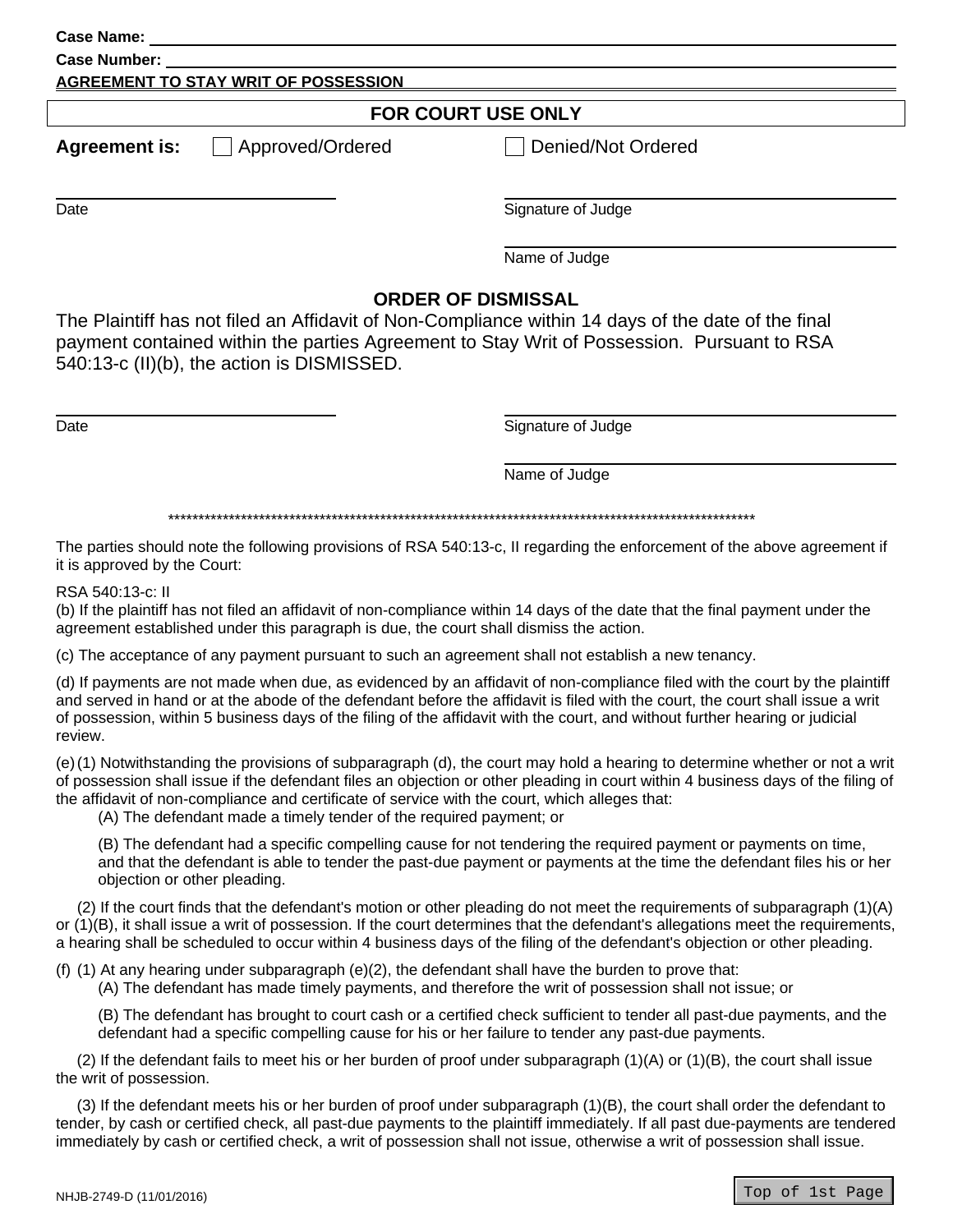Case Name: ____________________

Case Number: ____________________

**AGREEMENT TO STAY WRIT OF POSSESSION**

## FOR COURT USE ONLY

**Agreement is:** ☐ Approved/Ordered ☐ Denied/Not Ordered

______________________ Date

______________________ Signature of Judge

______________________ Name of Judge

## ORDER OF DISMISSAL

The Plaintiff has not filed an Affidavit of Non-Compliance within 14 days of the date of the final payment contained within the parties Agreement to Stay Writ of Possession. Pursuant to RSA 540:13-c (II)(b), the action is DISMISSED.

______________________ Date

______________________ Signature of Judge

______________________ Name of Judge

*****************************************************************************************************

The parties should note the following provisions of RSA 540:13-c, II regarding the enforcement of the above agreement if it is approved by the Court:

RSA 540:13-c: II

(b) If the plaintiff has not filed an affidavit of non-compliance within 14 days of the date that the final payment under the agreement established under this paragraph is due, the court shall dismiss the action.

(c) The acceptance of any payment pursuant to such an agreement shall not establish a new tenancy.

(d) If payments are not made when due, as evidenced by an affidavit of non-compliance filed with the court by the plaintiff and served in hand or at the abode of the defendant before the affidavit is filed with the court, the court shall issue a writ of possession, within 5 business days of the filing of the affidavit with the court, and without further hearing or judicial review.

(e) (1) Notwithstanding the provisions of subparagraph (d), the court may hold a hearing to determine whether or not a writ of possession shall issue if the defendant files an objection or other pleading in court within 4 business days of the filing of the affidavit of non-compliance and certificate of service with the court, which alleges that:

(A) The defendant made a timely tender of the required payment; or

(B) The defendant had a specific compelling cause for not tendering the required payment or payments on time, and that the defendant is able to tender the past-due payment or payments at the time the defendant files his or her objection or other pleading.

(2) If the court finds that the defendant's motion or other pleading do not meet the requirements of subparagraph (1)(A) or (1)(B), it shall issue a writ of possession. If the court determines that the defendant's allegations meet the requirements, a hearing shall be scheduled to occur within 4 business days of the filing of the defendant's objection or other pleading.

(f) (1) At any hearing under subparagraph (e)(2), the defendant shall have the burden to prove that:

(A) The defendant has made timely payments, and therefore the writ of possession shall not issue; or

(B) The defendant has brought to court cash or a certified check sufficient to tender all past-due payments, and the defendant had a specific compelling cause for his or her failure to tender any past-due payments.

(2) If the defendant fails to meet his or her burden of proof under subparagraph (1)(A) or (1)(B), the court shall issue the writ of possession.

(3) If the defendant meets his or her burden of proof under subparagraph (1)(B), the court shall order the defendant to tender, by cash or certified check, all past-due payments to the plaintiff immediately. If all past due-payments are tendered immediately by cash or certified check, a writ of possession shall not issue, otherwise a writ of possession shall issue.

NHJB-2749-D (11/01/2016)

Top of 1st Page